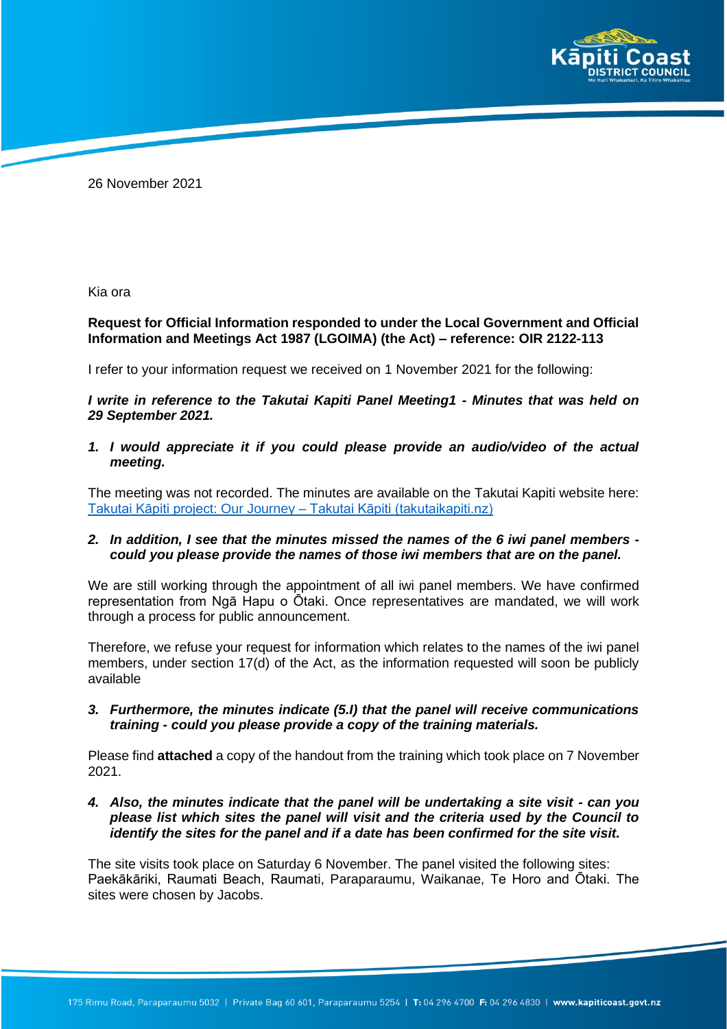26 November 2021

Kia ora

**Request for Official Information responded to under the Local Government and Official Information and Meetings Act 1987 (LGOIMA) (the Act) – reference: OIR 2122-113**

I refer to your information request we received on 1 November 2021 for the following:

***I write in reference to the Takutai Kapiti Panel Meeting1 - Minutes that was held on 29 September 2021.***

1. ***I would appreciate it if you could please provide an audio/video of the actual meeting.***

The meeting was not recorded. The minutes are available on the Takutai Kapiti website here: [Takutai Kāpiti project: Our Journey – Takutai Kāpiti (takutaikapiti.nz)](takutaikapiti.nz)

2. ***In addition, I see that the minutes missed the names of the 6 iwi panel members - could you please provide the names of those iwi members that are on the panel.***

We are still working through the appointment of all iwi panel members. We have confirmed representation from Ngā Hapu o Ōtaki. Once representatives are mandated, we will work through a process for public announcement.

Therefore, we refuse your request for information which relates to the names of the iwi panel members, under section 17(d) of the Act, as the information requested will soon be publicly available

3. ***Furthermore, the minutes indicate (5.I) that the panel will receive communications training - could you please provide a copy of the training materials.***

Please find **attached** a copy of the handout from the training which took place on 7 November 2021.

4. ***Also, the minutes indicate that the panel will be undertaking a site visit - can you please list which sites the panel will visit and the criteria used by the Council to identify the sites for the panel and if a date has been confirmed for the site visit.***

The site visits took place on Saturday 6 November. The panel visited the following sites: Paekākāriki, Raumati Beach, Raumati, Paraparaumu, Waikanae, Te Horo and Ōtaki. The sites were chosen by Jacobs.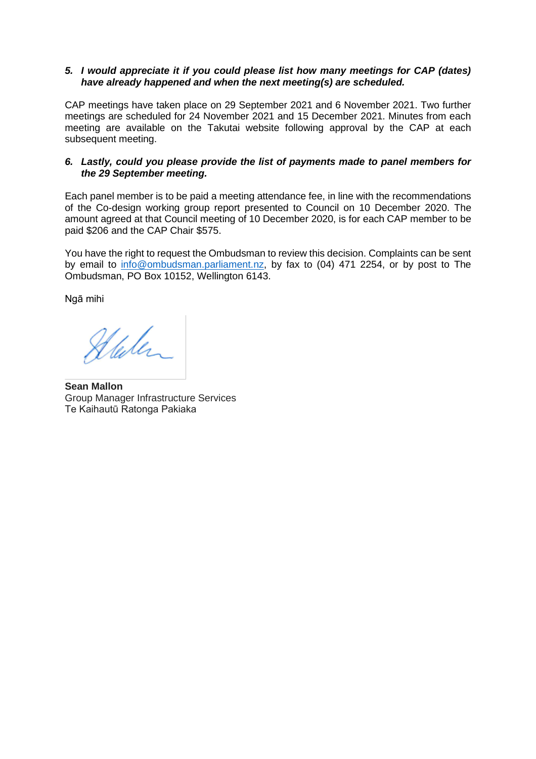5. ***I would appreciate it if you could please list how many meetings for CAP (dates) have already happened and when the next meeting(s) are scheduled.***

CAP meetings have taken place on 29 September 2021 and 6 November 2021. Two further meetings are scheduled for 24 November 2021 and 15 December 2021. Minutes from each meeting are available on the Takutai website following approval by the CAP at each subsequent meeting.

6. ***Lastly, could you please provide the list of payments made to panel members for the 29 September meeting.***

Each panel member is to be paid a meeting attendance fee, in line with the recommendations of the Co-design working group report presented to Council on 10 December 2020. The amount agreed at that Council meeting of 10 December 2020, is for each CAP member to be paid $206 and the CAP Chair $575.

You have the right to request the Ombudsman to review this decision. Complaints can be sent by email to info@ombudsman.parliament.nz, by fax to (04) 471 2254, or by post to The Ombudsman, PO Box 10152, Wellington 6143.

Ngā mihi

**Sean Mallon**
Group Manager Infrastructure Services
Te Kaihautū Ratonga Pakiaka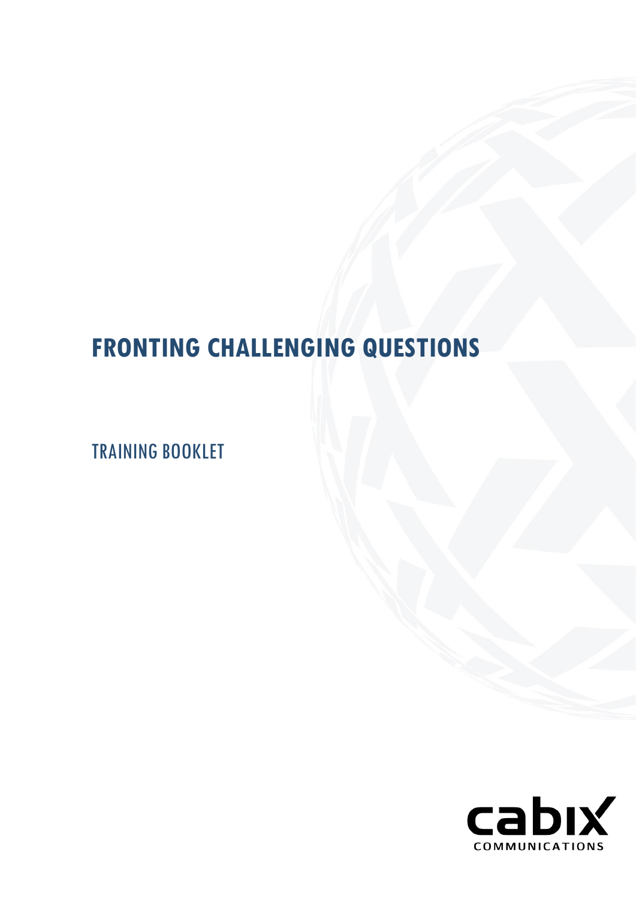# FRONTING CHALLENGING QUESTIONS

TRAINING BOOKLET

cabix

COMMUNICATIONS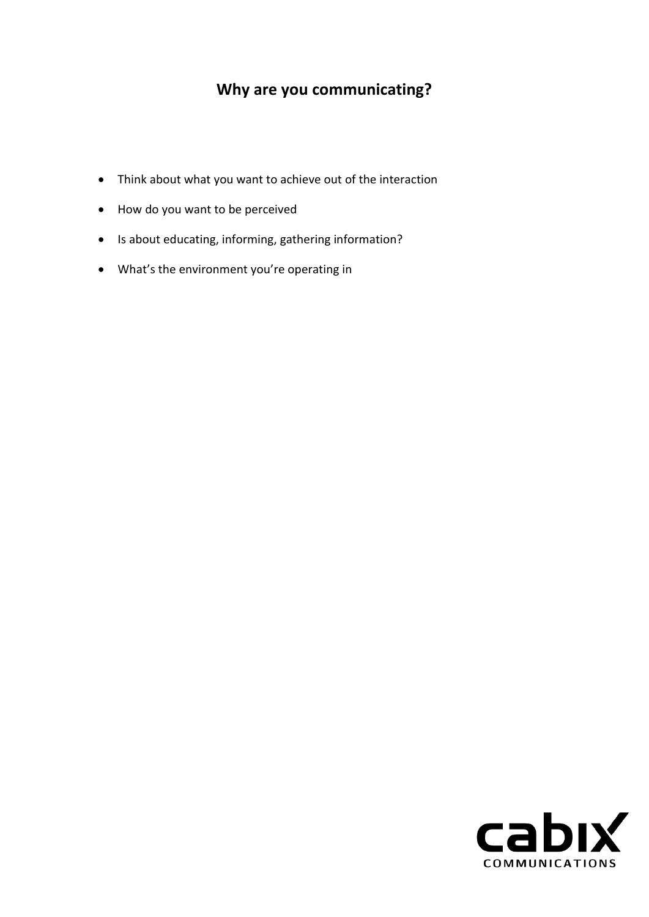## Why are you communicating?

- Think about what you want to achieve out of the interaction
- How do you want to be perceived
- Is about educating, informing, gathering information?
- What's the environment you're operating in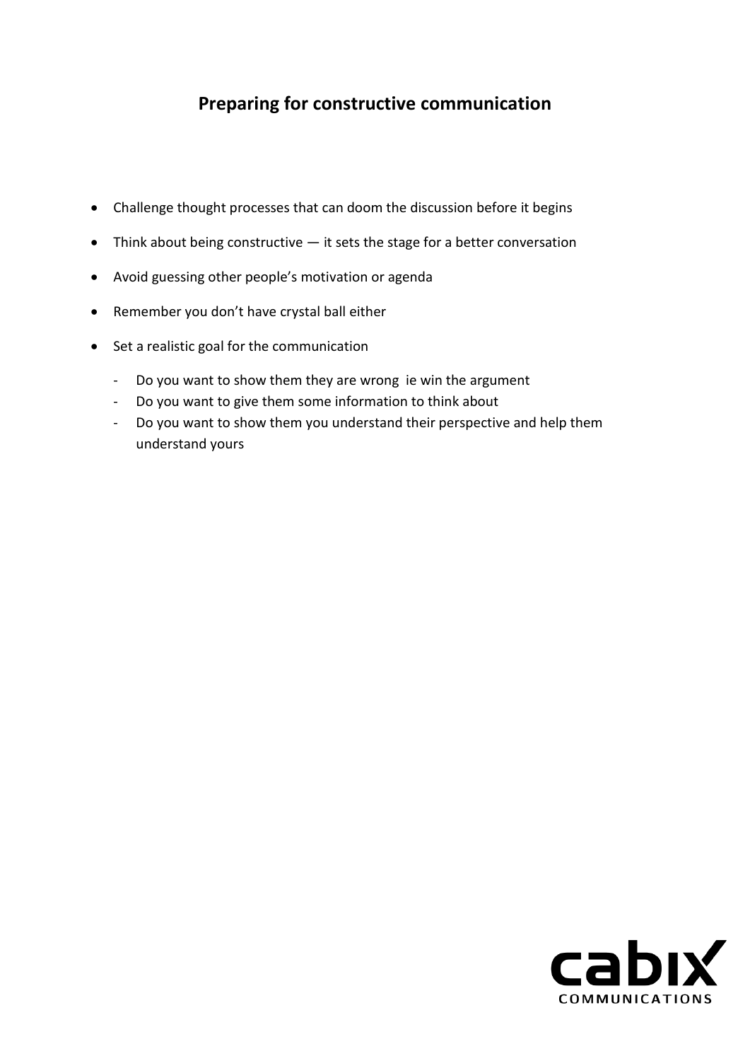## Preparing for constructive communication

- Challenge thought processes that can doom the discussion before it begins
- Think about being constructive — it sets the stage for a better conversation
- Avoid guessing other people's motivation or agenda
- Remember you don't have crystal ball either
- Set a realistic goal for the communication
  - Do you want to show them they are wrong ie win the argument
  - Do you want to give them some information to think about
  - Do you want to show them you understand their perspective and help them understand yours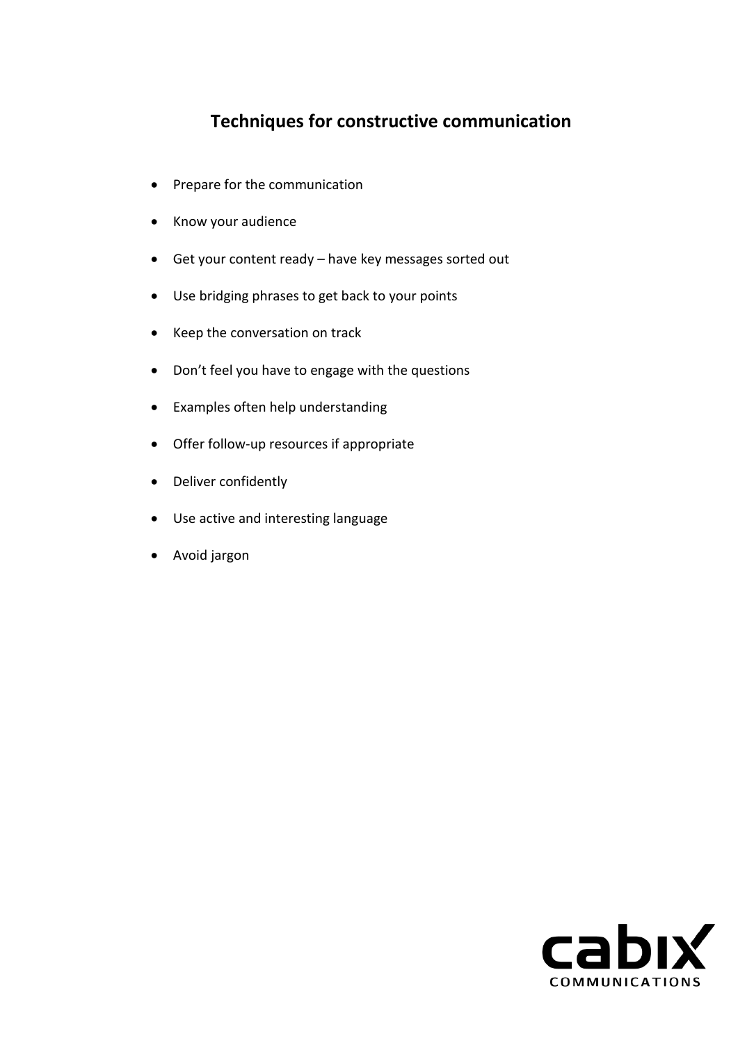# Techniques for constructive communication

- Prepare for the communication
- Know your audience
- Get your content ready – have key messages sorted out
- Use bridging phrases to get back to your points
- Keep the conversation on track
- Don't feel you have to engage with the questions
- Examples often help understanding
- Offer follow-up resources if appropriate
- Deliver confidently
- Use active and interesting language
- Avoid jargon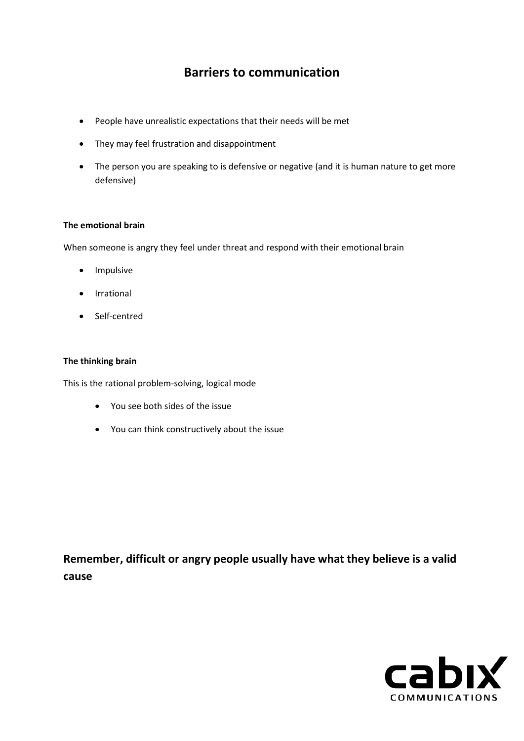# Barriers to communication

- People have unrealistic expectations that their needs will be met
- They may feel frustration and disappointment
- The person you are speaking to is defensive or negative (and it is human nature to get more defensive)

**The emotional brain**

When someone is angry they feel under threat and respond with their emotional brain

- Impulsive
- Irrational
- Self-centred

**The thinking brain**

This is the rational problem-solving, logical mode

- You see both sides of the issue
- You can think constructively about the issue

## Remember, difficult or angry people usually have what they believe is a valid cause

cabix COMMUNICATIONS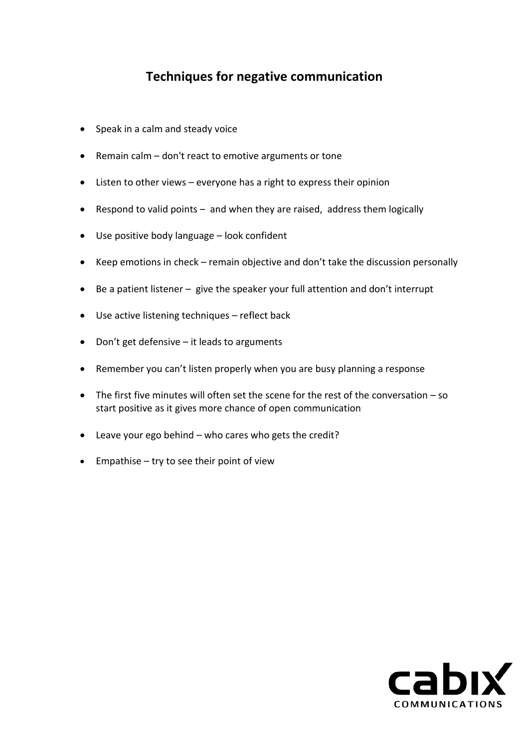## Techniques for negative communication

- Speak in a calm and steady voice
- Remain calm – don't react to emotive arguments or tone
- Listen to other views – everyone has a right to express their opinion
- Respond to valid points – and when they are raised, address them logically
- Use positive body language – look confident
- Keep emotions in check – remain objective and don't take the discussion personally
- Be a patient listener – give the speaker your full attention and don't interrupt
- Use active listening techniques – reflect back
- Don't get defensive – it leads to arguments
- Remember you can't listen properly when you are busy planning a response
- The first five minutes will often set the scene for the rest of the conversation – so start positive as it gives more chance of open communication
- Leave your ego behind – who cares who gets the credit?
- Empathise – try to see their point of view

cabix COMMUNICATIONS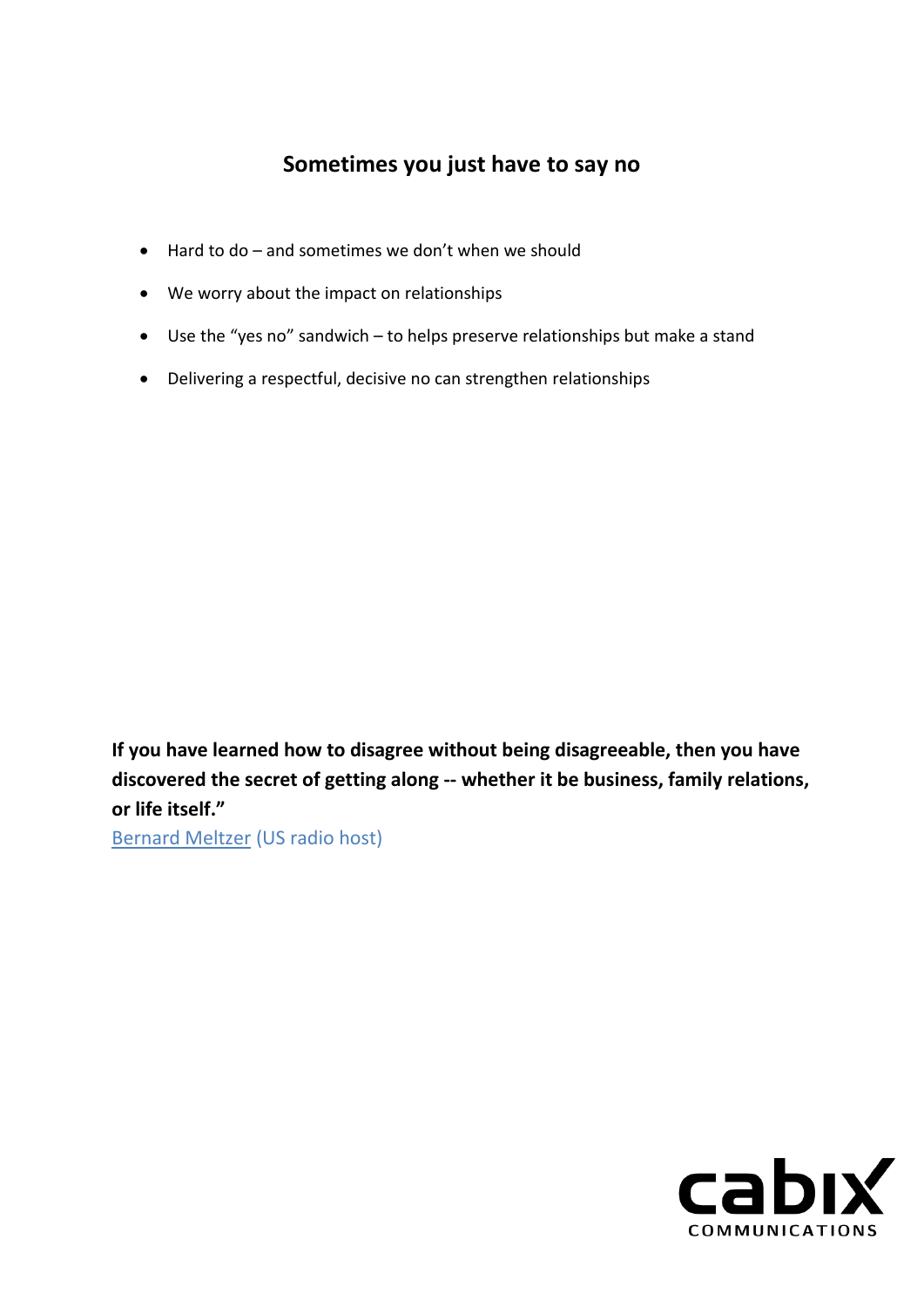## Sometimes you just have to say no

- Hard to do – and sometimes we don't when we should
- We worry about the impact on relationships
- Use the "yes no" sandwich – to helps preserve relationships but make a stand
- Delivering a respectful, decisive no can strengthen relationships

**If you have learned how to disagree without being disagreeable, then you have discovered the secret of getting along -- whether it be business, family relations, or life itself."**

Bernard Meltzer (US radio host)

cabix COMMUNICATIONS